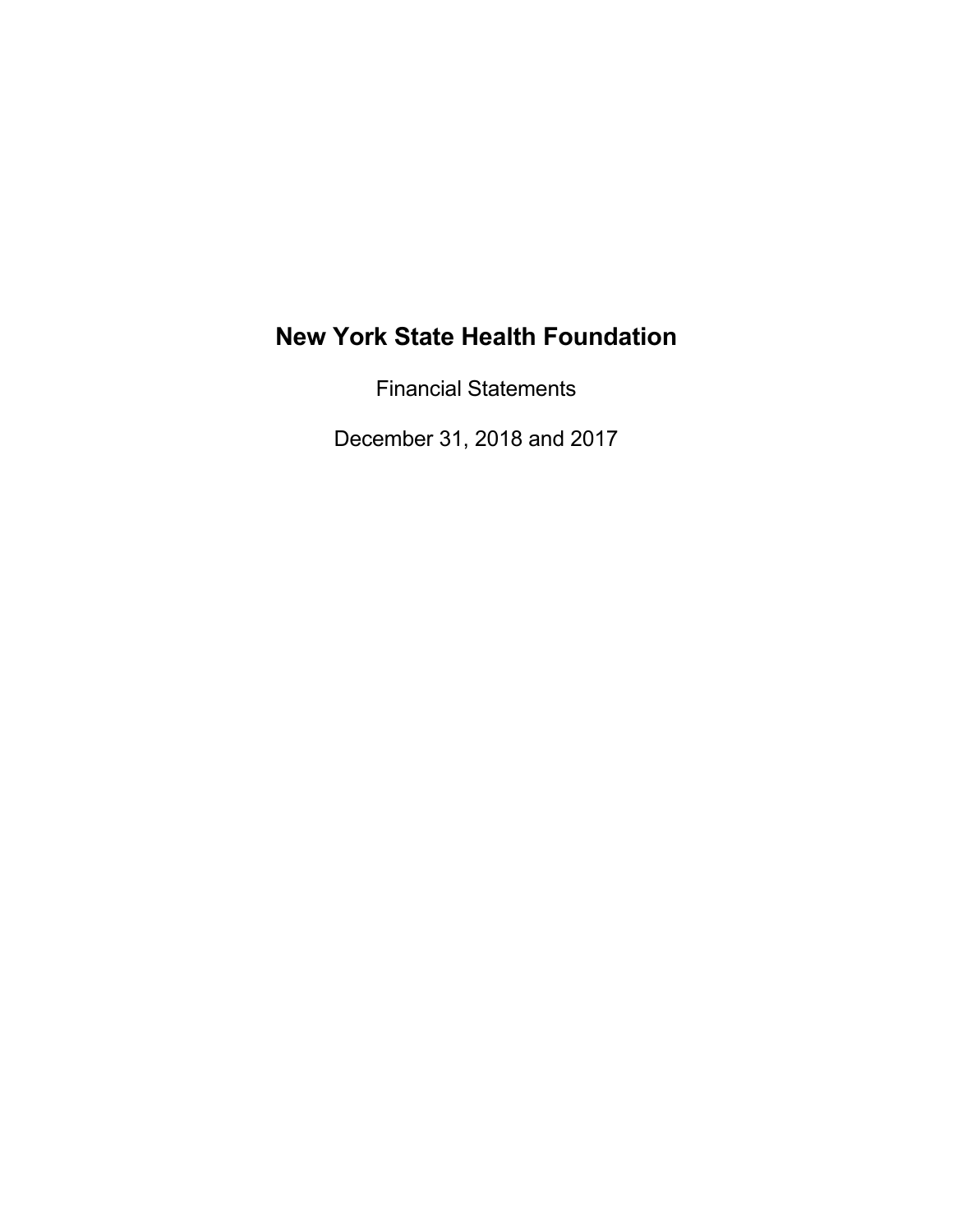# New York State Health Foundation

Financial Statements

December 31, 2018 and 2017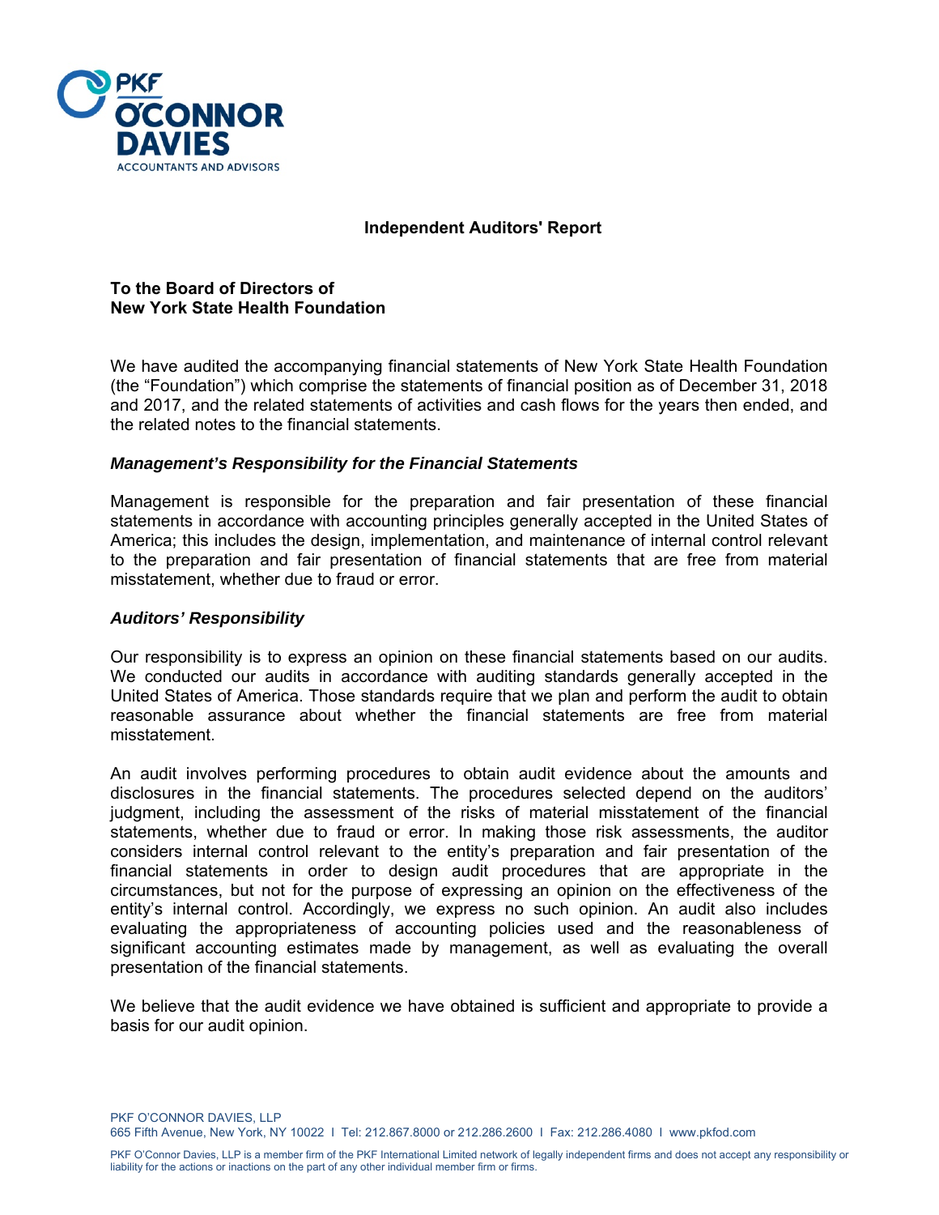# Independent Auditors' Report

**To the Board of Directors of**
**New York State Health Foundation**

We have audited the accompanying financial statements of New York State Health Foundation (the "Foundation") which comprise the statements of financial position as of December 31, 2018 and 2017, and the related statements of activities and cash flows for the years then ended, and the related notes to the financial statements.

### *Management's Responsibility for the Financial Statements*

Management is responsible for the preparation and fair presentation of these financial statements in accordance with accounting principles generally accepted in the United States of America; this includes the design, implementation, and maintenance of internal control relevant to the preparation and fair presentation of financial statements that are free from material misstatement, whether due to fraud or error.

### *Auditors' Responsibility*

Our responsibility is to express an opinion on these financial statements based on our audits. We conducted our audits in accordance with auditing standards generally accepted in the United States of America. Those standards require that we plan and perform the audit to obtain reasonable assurance about whether the financial statements are free from material misstatement.

An audit involves performing procedures to obtain audit evidence about the amounts and disclosures in the financial statements. The procedures selected depend on the auditors' judgment, including the assessment of the risks of material misstatement of the financial statements, whether due to fraud or error. In making those risk assessments, the auditor considers internal control relevant to the entity's preparation and fair presentation of the financial statements in order to design audit procedures that are appropriate in the circumstances, but not for the purpose of expressing an opinion on the effectiveness of the entity's internal control. Accordingly, we express no such opinion. An audit also includes evaluating the appropriateness of accounting policies used and the reasonableness of significant accounting estimates made by management, as well as evaluating the overall presentation of the financial statements.

We believe that the audit evidence we have obtained is sufficient and appropriate to provide a basis for our audit opinion.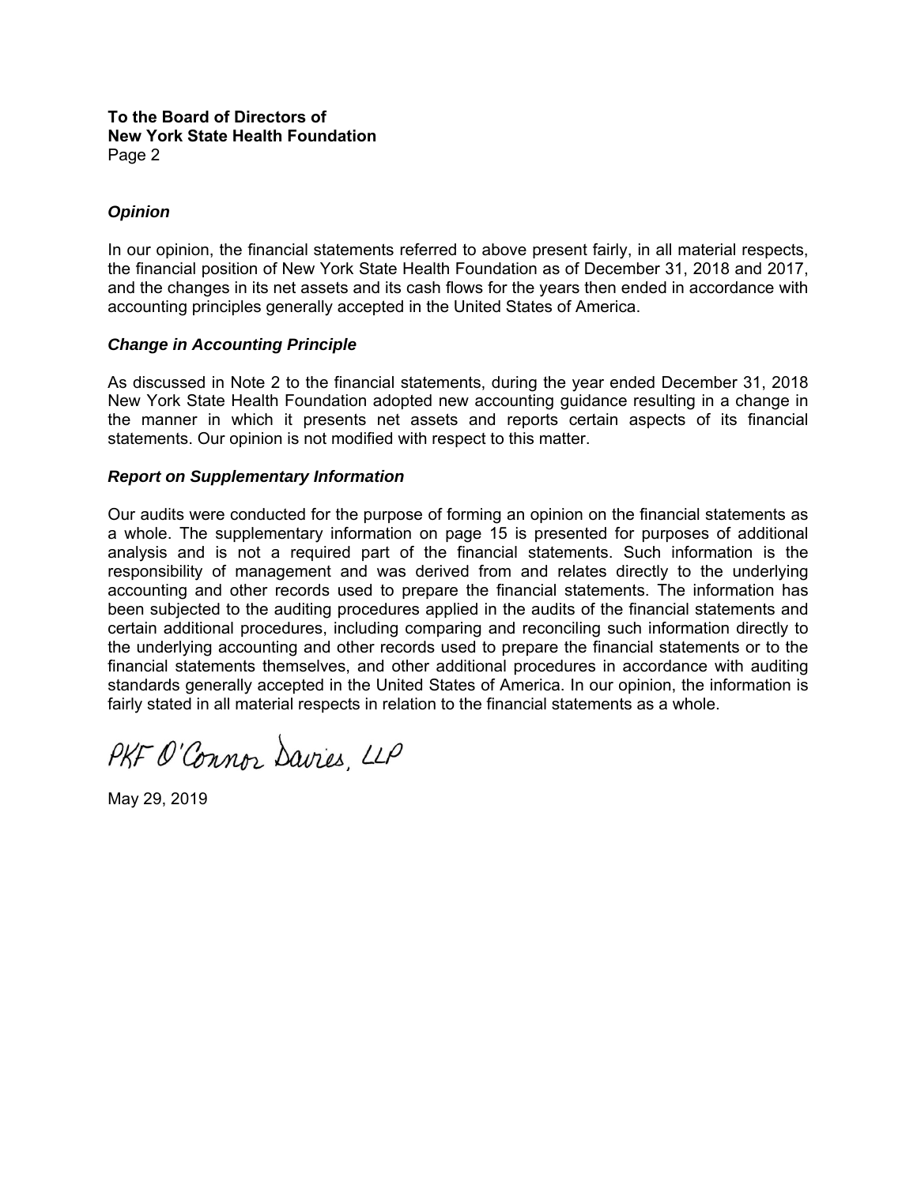**To the Board of Directors of**
**New York State Health Foundation**
Page 2

***Opinion***

In our opinion, the financial statements referred to above present fairly, in all material respects, the financial position of New York State Health Foundation as of December 31, 2018 and 2017, and the changes in its net assets and its cash flows for the years then ended in accordance with accounting principles generally accepted in the United States of America.

***Change in Accounting Principle***

As discussed in Note 2 to the financial statements, during the year ended December 31, 2018 New York State Health Foundation adopted new accounting guidance resulting in a change in the manner in which it presents net assets and reports certain aspects of its financial statements. Our opinion is not modified with respect to this matter.

***Report on Supplementary Information***

Our audits were conducted for the purpose of forming an opinion on the financial statements as a whole. The supplementary information on page 15 is presented for purposes of additional analysis and is not a required part of the financial statements. Such information is the responsibility of management and was derived from and relates directly to the underlying accounting and other records used to prepare the financial statements. The information has been subjected to the auditing procedures applied in the audits of the financial statements and certain additional procedures, including comparing and reconciling such information directly to the underlying accounting and other records used to prepare the financial statements or to the financial statements themselves, and other additional procedures in accordance with auditing standards generally accepted in the United States of America. In our opinion, the information is fairly stated in all material respects in relation to the financial statements as a whole.

PKF O'Connor Davies, LLP

May 29, 2019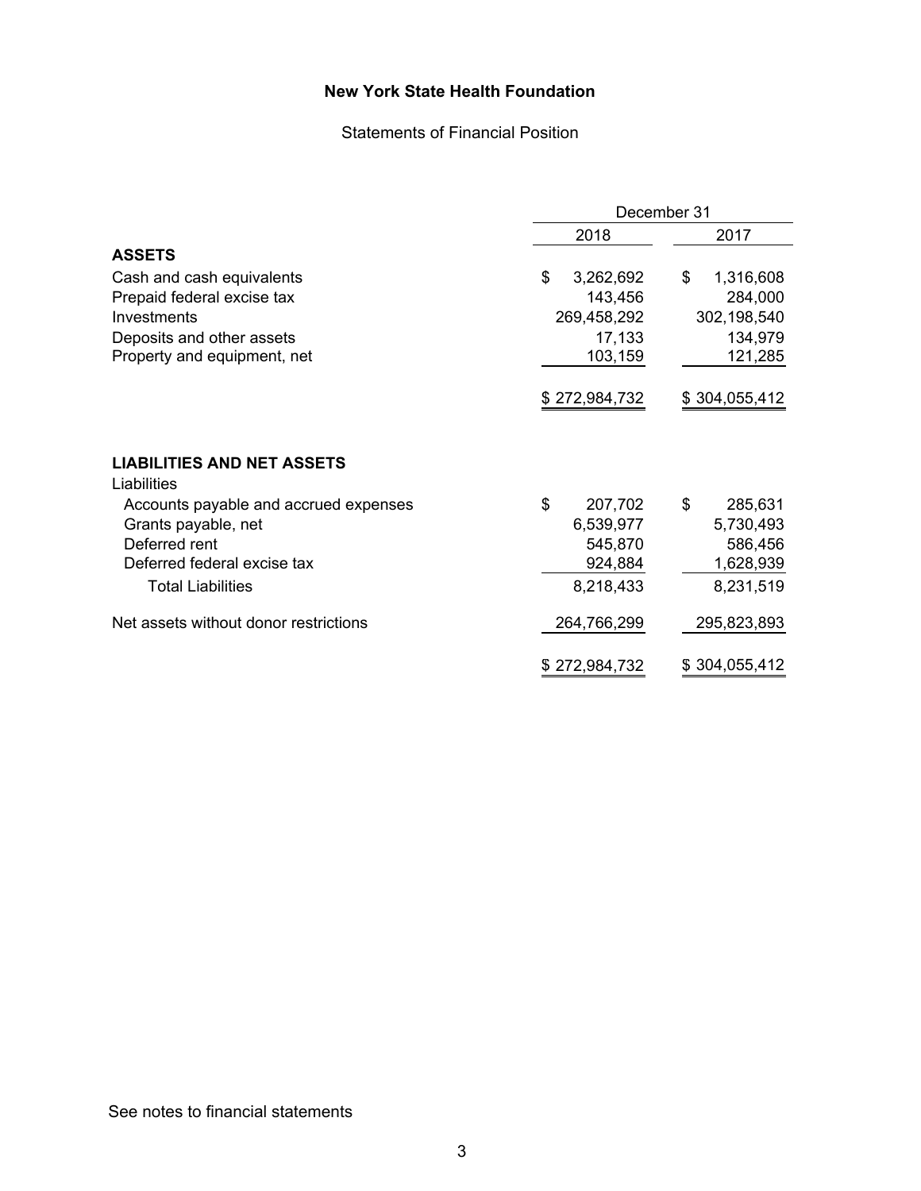# New York State Health Foundation

## Statements of Financial Position

| | December 31 | |
|---|---|---|
| | 2018 | 2017 |
| **ASSETS** | | |
| Cash and cash equivalents | $ 3,262,692 | $ 1,316,608 |
| Prepaid federal excise tax | 143,456 | 284,000 |
| Investments | 269,458,292 | 302,198,540 |
| Deposits and other assets | 17,133 | 134,979 |
| Property and equipment, net | 103,159 | 121,285 |
| | $ 272,984,732 | $ 304,055,412 |
| **LIABILITIES AND NET ASSETS** | | |
| Liabilities | | |
| Accounts payable and accrued expenses | $ 207,702 | $ 285,631 |
| Grants payable, net | 6,539,977 | 5,730,493 |
| Deferred rent | 545,870 | 586,456 |
| Deferred federal excise tax | 924,884 | 1,628,939 |
| Total Liabilities | 8,218,433 | 8,231,519 |
| Net assets without donor restrictions | 264,766,299 | 295,823,893 |
| | $ 272,984,732 | $ 304,055,412 |

See notes to financial statements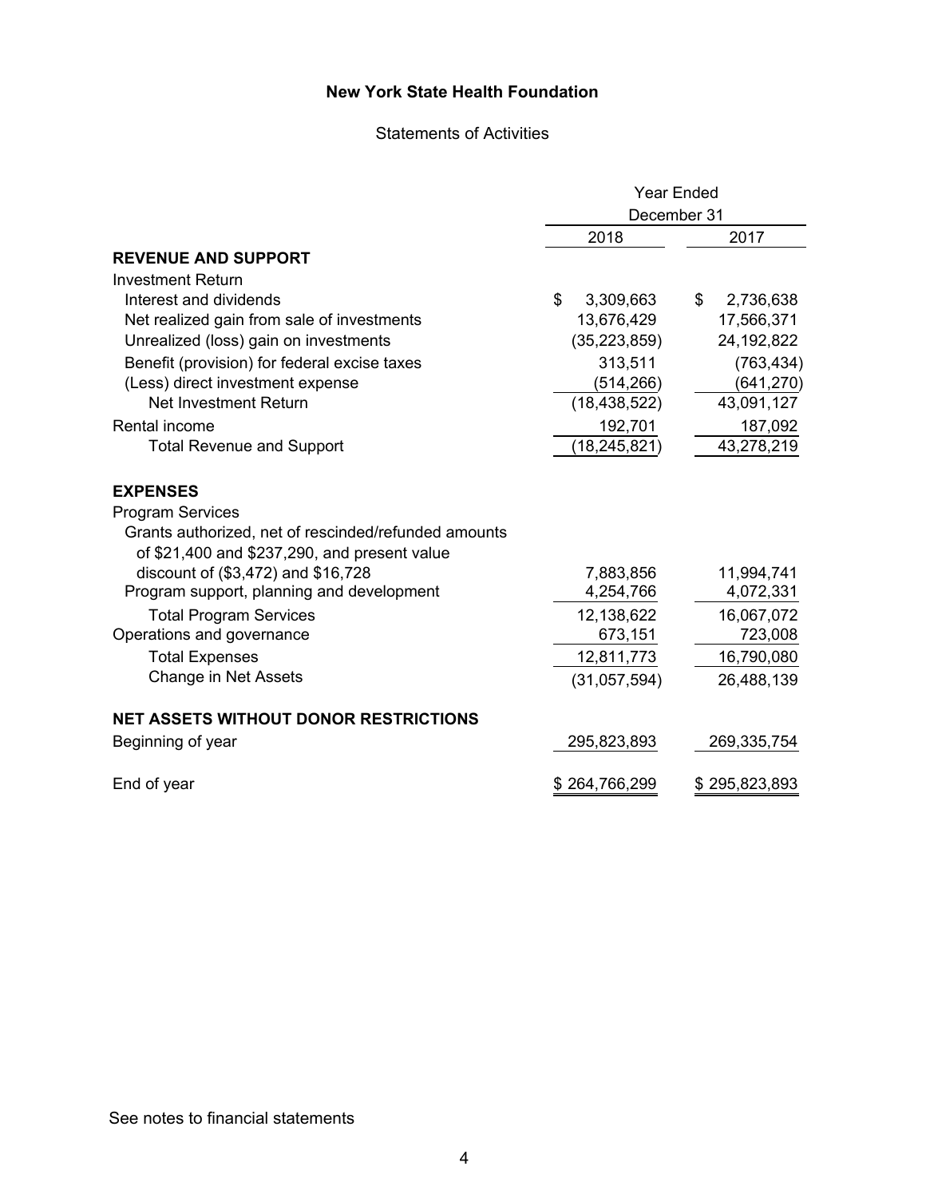# New York State Health Foundation

## Statements of Activities

| | Year Ended December 31 | |
|---|---|---|
| | 2018 | 2017 |
| **REVENUE AND SUPPORT** | | |
| Investment Return | | |
| Interest and dividends | $ 3,309,663 | $ 2,736,638 |
| Net realized gain from sale of investments | 13,676,429 | 17,566,371 |
| Unrealized (loss) gain on investments | (35,223,859) | 24,192,822 |
| Benefit (provision) for federal excise taxes | 313,511 | (763,434) |
| (Less) direct investment expense | (514,266) | (641,270) |
| Net Investment Return | (18,438,522) | 43,091,127 |
| Rental income | 192,701 | 187,092 |
| Total Revenue and Support | (18,245,821) | 43,278,219 |
| **EXPENSES** | | |
| Program Services | | |
| Grants authorized, net of rescinded/refunded amounts of $21,400 and $237,290, and present value discount of ($3,472) and $16,728 | 7,883,856 | 11,994,741 |
| Program support, planning and development | 4,254,766 | 4,072,331 |
| Total Program Services | 12,138,622 | 16,067,072 |
| Operations and governance | 673,151 | 723,008 |
| Total Expenses | 12,811,773 | 16,790,080 |
| Change in Net Assets | (31,057,594) | 26,488,139 |
| **NET ASSETS WITHOUT DONOR RESTRICTIONS** | | |
| Beginning of year | 295,823,893 | 269,335,754 |
| End of year | $ 264,766,299 | $ 295,823,893 |

See notes to financial statements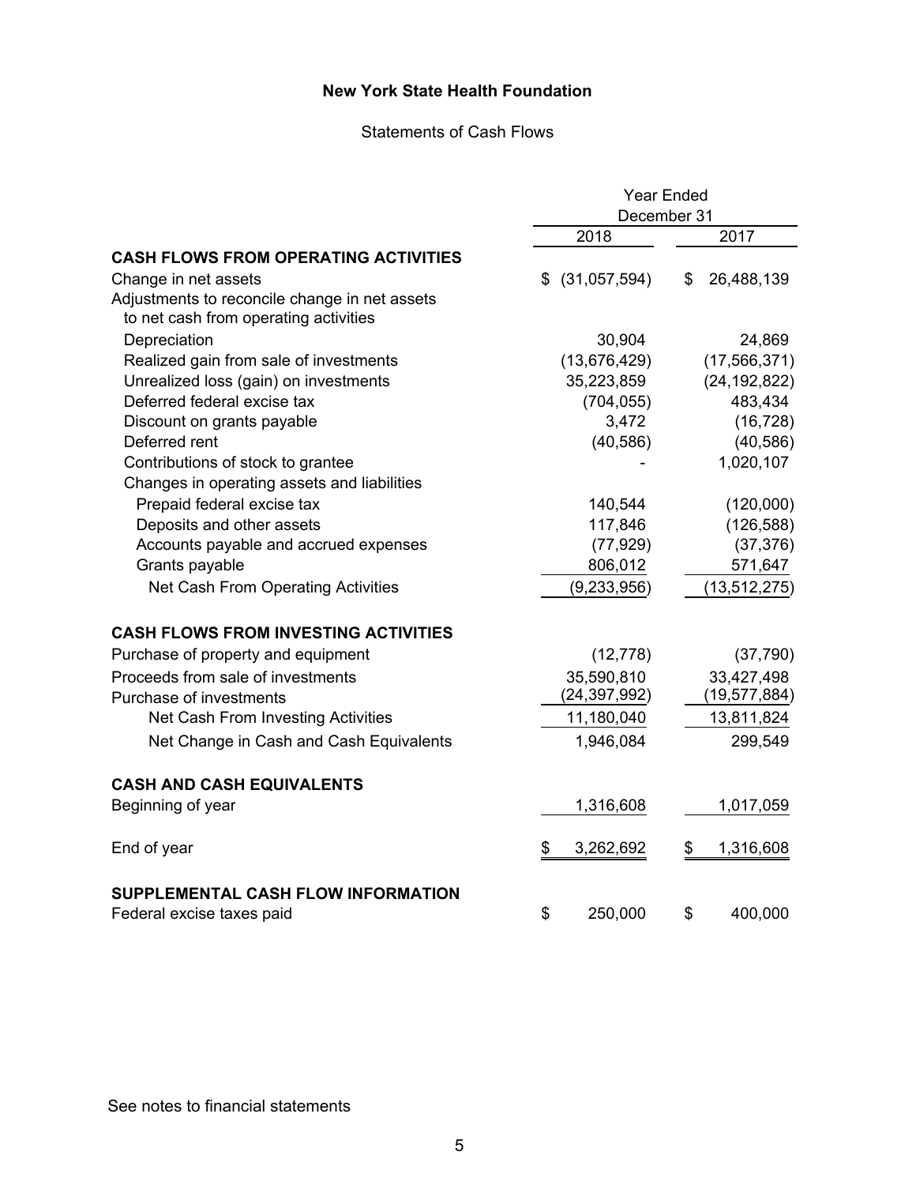# New York State Health Foundation

## Statements of Cash Flows

| | Year Ended December 31 | |
|---|---|---|
| | 2018 | 2017 |
| **CASH FLOWS FROM OPERATING ACTIVITIES** | | |
| Change in net assets | $ (31,057,594) | $ 26,488,139 |
| Adjustments to reconcile change in net assets to net cash from operating activities | | |
| Depreciation | 30,904 | 24,869 |
| Realized gain from sale of investments | (13,676,429) | (17,566,371) |
| Unrealized loss (gain) on investments | 35,223,859 | (24,192,822) |
| Deferred federal excise tax | (704,055) | 483,434 |
| Discount on grants payable | 3,472 | (16,728) |
| Deferred rent | (40,586) | (40,586) |
| Contributions of stock to grantee | - | 1,020,107 |
| Changes in operating assets and liabilities | | |
| Prepaid federal excise tax | 140,544 | (120,000) |
| Deposits and other assets | 117,846 | (126,588) |
| Accounts payable and accrued expenses | (77,929) | (37,376) |
| Grants payable | 806,012 | 571,647 |
| Net Cash From Operating Activities | (9,233,956) | (13,512,275) |
| **CASH FLOWS FROM INVESTING ACTIVITIES** | | |
| Purchase of property and equipment | (12,778) | (37,790) |
| Proceeds from sale of investments | 35,590,810 | 33,427,498 |
| Purchase of investments | (24,397,992) | (19,577,884) |
| Net Cash From Investing Activities | 11,180,040 | 13,811,824 |
| Net Change in Cash and Cash Equivalents | 1,946,084 | 299,549 |
| **CASH AND CASH EQUIVALENTS** | | |
| Beginning of year | 1,316,608 | 1,017,059 |
| End of year | $ 3,262,692 | $ 1,316,608 |
| **SUPPLEMENTAL CASH FLOW INFORMATION** | | |
| Federal excise taxes paid | $ 250,000 | $ 400,000 |

See notes to financial statements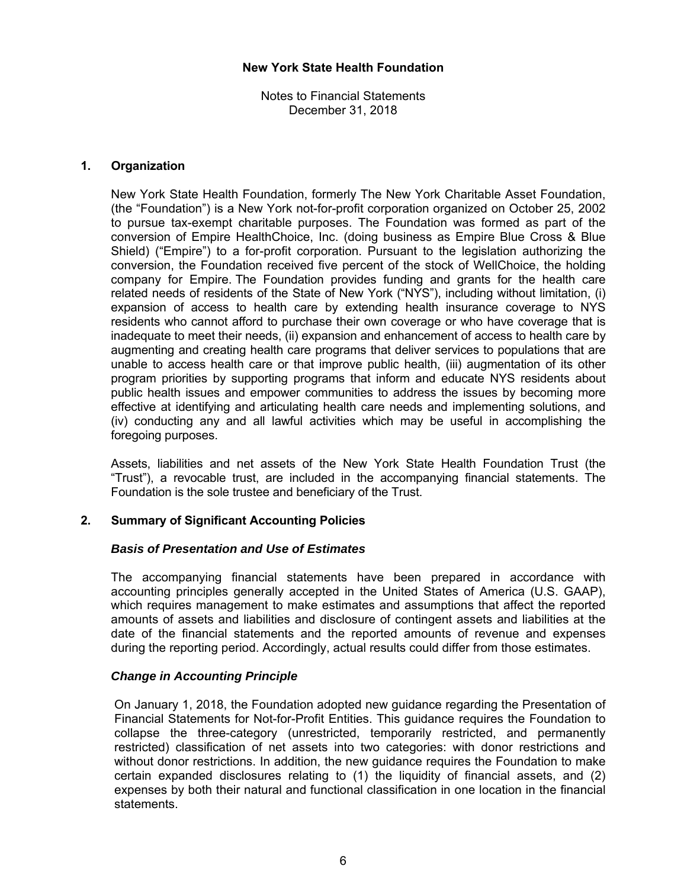# New York State Health Foundation

Notes to Financial Statements
December 31, 2018

## 1. Organization

New York State Health Foundation, formerly The New York Charitable Asset Foundation, (the "Foundation") is a New York not-for-profit corporation organized on October 25, 2002 to pursue tax-exempt charitable purposes. The Foundation was formed as part of the conversion of Empire HealthChoice, Inc. (doing business as Empire Blue Cross & Blue Shield) ("Empire") to a for-profit corporation. Pursuant to the legislation authorizing the conversion, the Foundation received five percent of the stock of WellChoice, the holding company for Empire. The Foundation provides funding and grants for the health care related needs of residents of the State of New York ("NYS"), including without limitation, (i) expansion of access to health care by extending health insurance coverage to NYS residents who cannot afford to purchase their own coverage or who have coverage that is inadequate to meet their needs, (ii) expansion and enhancement of access to health care by augmenting and creating health care programs that deliver services to populations that are unable to access health care or that improve public health, (iii) augmentation of its other program priorities by supporting programs that inform and educate NYS residents about public health issues and empower communities to address the issues by becoming more effective at identifying and articulating health care needs and implementing solutions, and (iv) conducting any and all lawful activities which may be useful in accomplishing the foregoing purposes.

Assets, liabilities and net assets of the New York State Health Foundation Trust (the "Trust"), a revocable trust, are included in the accompanying financial statements. The Foundation is the sole trustee and beneficiary of the Trust.

## 2. Summary of Significant Accounting Policies

### *Basis of Presentation and Use of Estimates*

The accompanying financial statements have been prepared in accordance with accounting principles generally accepted in the United States of America (U.S. GAAP), which requires management to make estimates and assumptions that affect the reported amounts of assets and liabilities and disclosure of contingent assets and liabilities at the date of the financial statements and the reported amounts of revenue and expenses during the reporting period. Accordingly, actual results could differ from those estimates.

### *Change in Accounting Principle*

On January 1, 2018, the Foundation adopted new guidance regarding the Presentation of Financial Statements for Not-for-Profit Entities. This guidance requires the Foundation to collapse the three-category (unrestricted, temporarily restricted, and permanently restricted) classification of net assets into two categories: with donor restrictions and without donor restrictions. In addition, the new guidance requires the Foundation to make certain expanded disclosures relating to (1) the liquidity of financial assets, and (2) expenses by both their natural and functional classification in one location in the financial statements.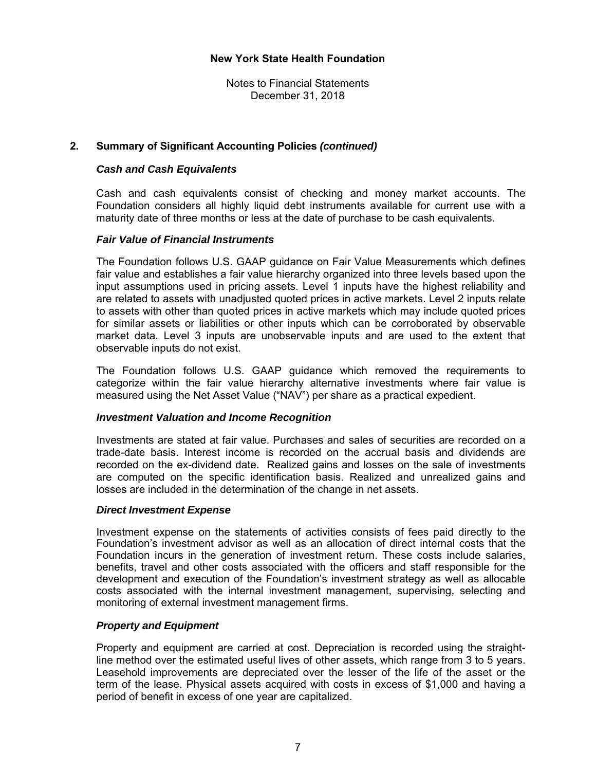## 2. Summary of Significant Accounting Policies *(continued)*

### *Cash and Cash Equivalents*

Cash and cash equivalents consist of checking and money market accounts. The Foundation considers all highly liquid debt instruments available for current use with a maturity date of three months or less at the date of purchase to be cash equivalents.

### *Fair Value of Financial Instruments*

The Foundation follows U.S. GAAP guidance on Fair Value Measurements which defines fair value and establishes a fair value hierarchy organized into three levels based upon the input assumptions used in pricing assets. Level 1 inputs have the highest reliability and are related to assets with unadjusted quoted prices in active markets. Level 2 inputs relate to assets with other than quoted prices in active markets which may include quoted prices for similar assets or liabilities or other inputs which can be corroborated by observable market data. Level 3 inputs are unobservable inputs and are used to the extent that observable inputs do not exist.

The Foundation follows U.S. GAAP guidance which removed the requirements to categorize within the fair value hierarchy alternative investments where fair value is measured using the Net Asset Value ("NAV") per share as a practical expedient.

### *Investment Valuation and Income Recognition*

Investments are stated at fair value. Purchases and sales of securities are recorded on a trade-date basis. Interest income is recorded on the accrual basis and dividends are recorded on the ex-dividend date. Realized gains and losses on the sale of investments are computed on the specific identification basis. Realized and unrealized gains and losses are included in the determination of the change in net assets.

### *Direct Investment Expense*

Investment expense on the statements of activities consists of fees paid directly to the Foundation's investment advisor as well as an allocation of direct internal costs that the Foundation incurs in the generation of investment return. These costs include salaries, benefits, travel and other costs associated with the officers and staff responsible for the development and execution of the Foundation's investment strategy as well as allocable costs associated with the internal investment management, supervising, selecting and monitoring of external investment management firms.

### *Property and Equipment*

Property and equipment are carried at cost. Depreciation is recorded using the straight-line method over the estimated useful lives of other assets, which range from 3 to 5 years. Leasehold improvements are depreciated over the lesser of the life of the asset or the term of the lease. Physical assets acquired with costs in excess of $1,000 and having a period of benefit in excess of one year are capitalized.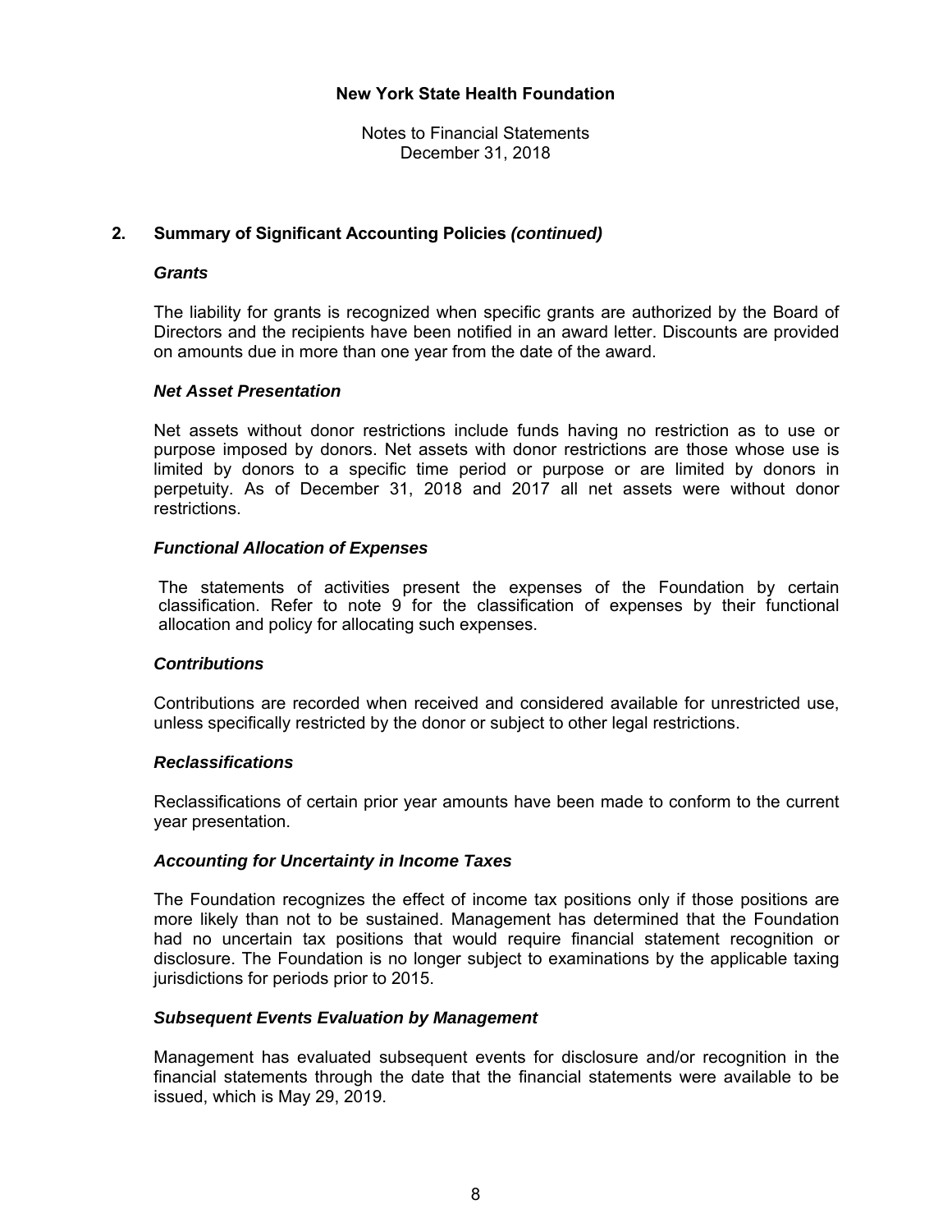## 2. Summary of Significant Accounting Policies *(continued)*

### *Grants*

The liability for grants is recognized when specific grants are authorized by the Board of Directors and the recipients have been notified in an award letter. Discounts are provided on amounts due in more than one year from the date of the award.

### *Net Asset Presentation*

Net assets without donor restrictions include funds having no restriction as to use or purpose imposed by donors. Net assets with donor restrictions are those whose use is limited by donors to a specific time period or purpose or are limited by donors in perpetuity. As of December 31, 2018 and 2017 all net assets were without donor restrictions.

### *Functional Allocation of Expenses*

The statements of activities present the expenses of the Foundation by certain classification. Refer to note 9 for the classification of expenses by their functional allocation and policy for allocating such expenses.

### *Contributions*

Contributions are recorded when received and considered available for unrestricted use, unless specifically restricted by the donor or subject to other legal restrictions.

### *Reclassifications*

Reclassifications of certain prior year amounts have been made to conform to the current year presentation.

### *Accounting for Uncertainty in Income Taxes*

The Foundation recognizes the effect of income tax positions only if those positions are more likely than not to be sustained. Management has determined that the Foundation had no uncertain tax positions that would require financial statement recognition or disclosure. The Foundation is no longer subject to examinations by the applicable taxing jurisdictions for periods prior to 2015.

### *Subsequent Events Evaluation by Management*

Management has evaluated subsequent events for disclosure and/or recognition in the financial statements through the date that the financial statements were available to be issued, which is May 29, 2019.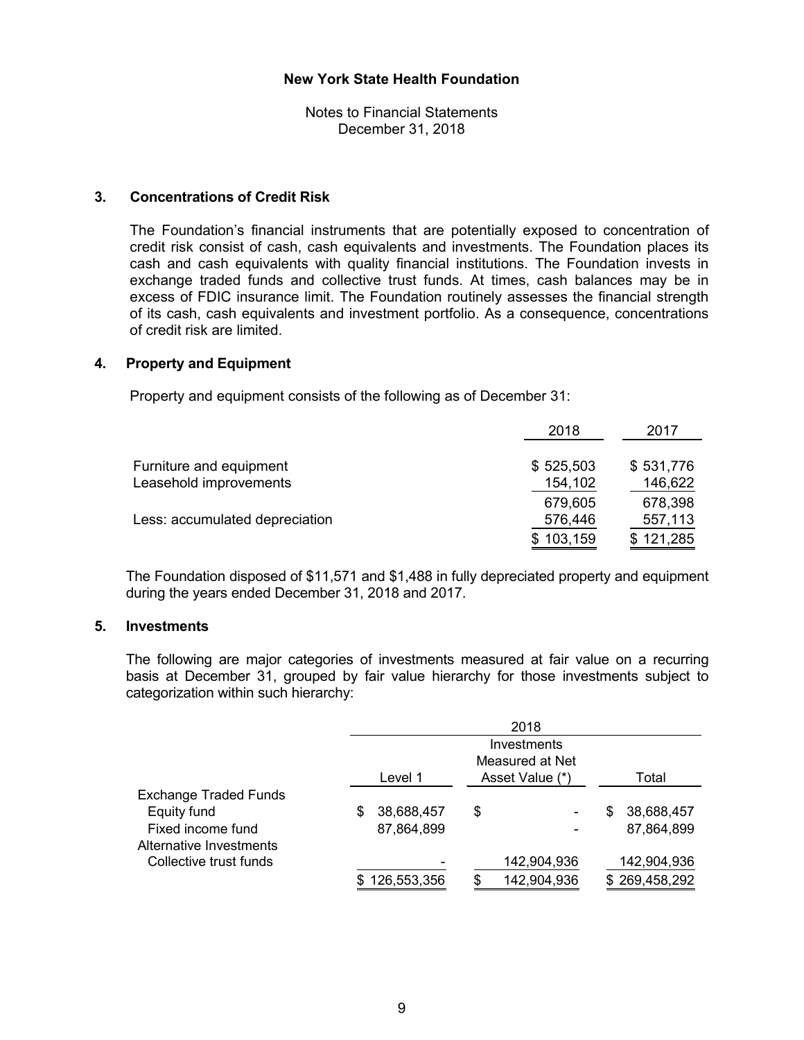**New York State Health Foundation**

Notes to Financial Statements
December 31, 2018

### 3. Concentrations of Credit Risk

The Foundation's financial instruments that are potentially exposed to concentration of credit risk consist of cash, cash equivalents and investments. The Foundation places its cash and cash equivalents with quality financial institutions. The Foundation invests in exchange traded funds and collective trust funds. At times, cash balances may be in excess of FDIC insurance limit. The Foundation routinely assesses the financial strength of its cash, cash equivalents and investment portfolio. As a consequence, concentrations of credit risk are limited.

### 4. Property and Equipment

Property and equipment consists of the following as of December 31:

| | 2018 | 2017 |
|---|---|---|
| Furniture and equipment | $ 525,503 | $ 531,776 |
| Leasehold improvements | 154,102 | 146,622 |
| | 679,605 | 678,398 |
| Less: accumulated depreciation | 576,446 | 557,113 |
| | $ 103,159 | $ 121,285 |

The Foundation disposed of $11,571 and $1,488 in fully depreciated property and equipment during the years ended December 31, 2018 and 2017.

### 5. Investments

The following are major categories of investments measured at fair value on a recurring basis at December 31, grouped by fair value hierarchy for those investments subject to categorization within such hierarchy:

| | 2018 | | |
|---|---|---|---|
| | Level 1 | Investments Measured at Net Asset Value (*) | Total |
| Exchange Traded Funds | | | |
| Equity fund | $ 38,688,457 | $ - | $ 38,688,457 |
| Fixed income fund | 87,864,899 | - | 87,864,899 |
| Alternative Investments | | | |
| Collective trust funds | - | 142,904,936 | 142,904,936 |
| | $ 126,553,356 | $ 142,904,936 | $ 269,458,292 |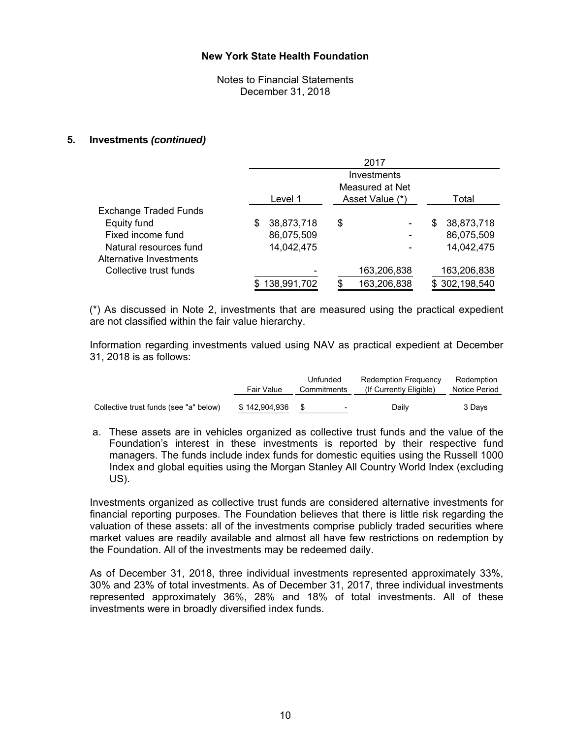### 5. Investments *(continued)*

| | 2017 | | |
|---|---|---|---|
| | Level 1 | Investments Measured at Net Asset Value (*) | Total |
| Exchange Traded Funds | | | |
| Equity fund | $ 38,873,718 | $ - | $ 38,873,718 |
| Fixed income fund | 86,075,509 | - | 86,075,509 |
| Natural resources fund | 14,042,475 | - | 14,042,475 |
| Alternative Investments | | | |
| Collective trust funds | - | 163,206,838 | 163,206,838 |
| | $ 138,991,702 | $ 163,206,838 | $ 302,198,540 |

(*) As discussed in Note 2, investments that are measured using the practical expedient are not classified within the fair value hierarchy.

Information regarding investments valued using NAV as practical expedient at December 31, 2018 is as follows:

| | Fair Value | Unfunded Commitments | Redemption Frequency (If Currently Eligible) | Redemption Notice Period |
|---|---|---|---|---|
| Collective trust funds (see "a" below) | $ 142,904,936 | $ - | Daily | 3 Days |

a. These assets are in vehicles organized as collective trust funds and the value of the Foundation's interest in these investments is reported by their respective fund managers. The funds include index funds for domestic equities using the Russell 1000 Index and global equities using the Morgan Stanley All Country World Index (excluding US).

Investments organized as collective trust funds are considered alternative investments for financial reporting purposes. The Foundation believes that there is little risk regarding the valuation of these assets: all of the investments comprise publicly traded securities where market values are readily available and almost all have few restrictions on redemption by the Foundation. All of the investments may be redeemed daily.

As of December 31, 2018, three individual investments represented approximately 33%, 30% and 23% of total investments. As of December 31, 2017, three individual investments represented approximately 36%, 28% and 18% of total investments. All of these investments were in broadly diversified index funds.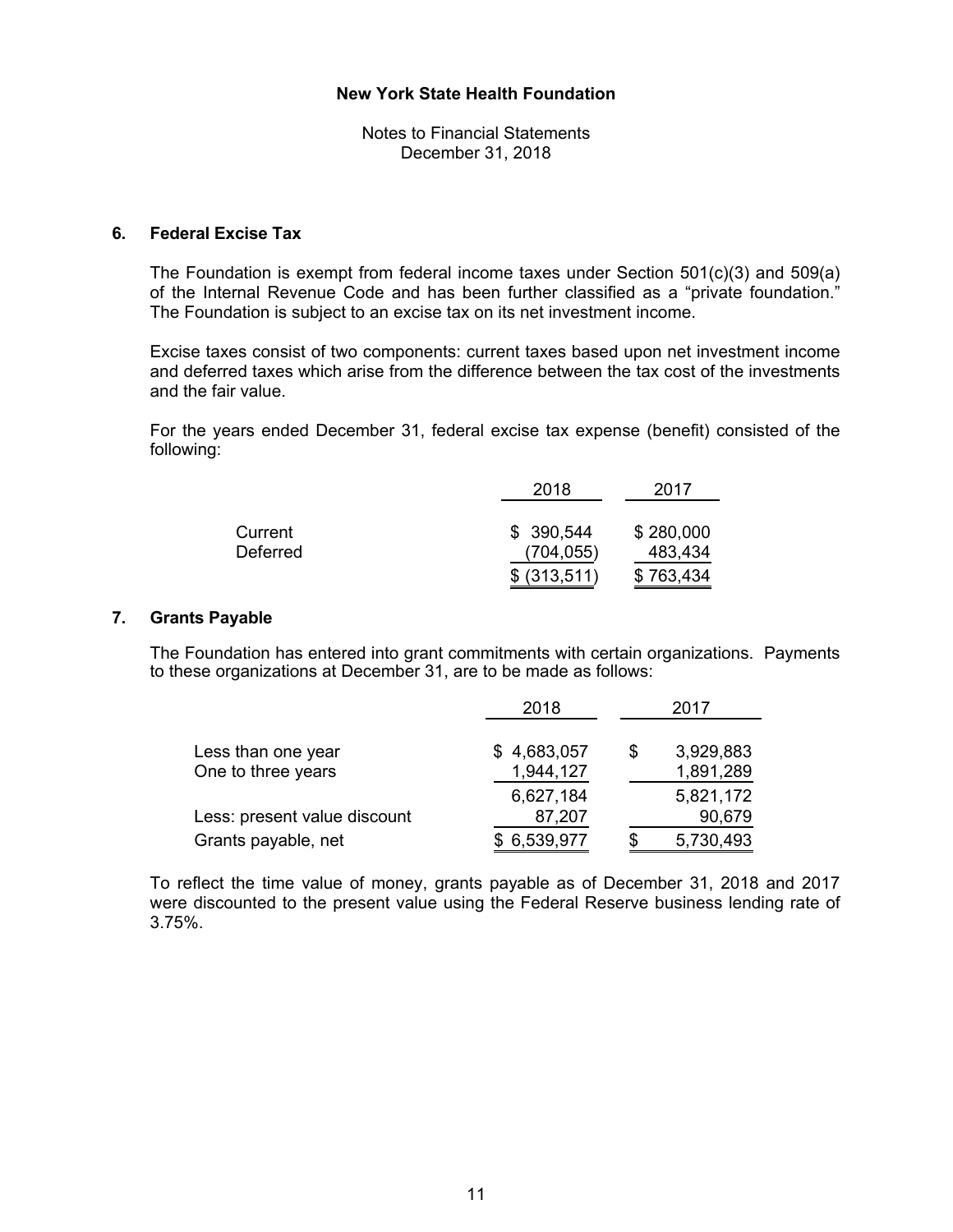**New York State Health Foundation**

Notes to Financial Statements
December 31, 2018

## 6. Federal Excise Tax

The Foundation is exempt from federal income taxes under Section 501(c)(3) and 509(a) of the Internal Revenue Code and has been further classified as a "private foundation." The Foundation is subject to an excise tax on its net investment income.

Excise taxes consist of two components: current taxes based upon net investment income and deferred taxes which arise from the difference between the tax cost of the investments and the fair value.

For the years ended December 31, federal excise tax expense (benefit) consisted of the following:

| | 2018 | 2017 |
|---|---|---|
| Current | $ 390,544 | $ 280,000 |
| Deferred | (704,055) | 483,434 |
| | $ (313,511) | $ 763,434 |

## 7. Grants Payable

The Foundation has entered into grant commitments with certain organizations. Payments to these organizations at December 31, are to be made as follows:

| | 2018 | 2017 |
|---|---|---|
| Less than one year | $ 4,683,057 | $ 3,929,883 |
| One to three years | 1,944,127 | 1,891,289 |
| | 6,627,184 | 5,821,172 |
| Less: present value discount | 87,207 | 90,679 |
| Grants payable, net | $ 6,539,977 | $ 5,730,493 |

To reflect the time value of money, grants payable as of December 31, 2018 and 2017 were discounted to the present value using the Federal Reserve business lending rate of 3.75%.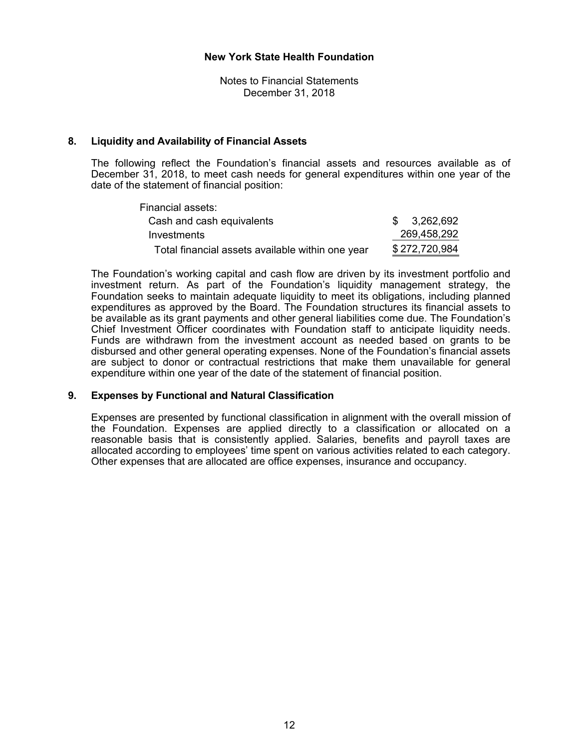## 8. Liquidity and Availability of Financial Assets

The following reflect the Foundation's financial assets and resources available as of December 31, 2018, to meet cash needs for general expenditures within one year of the date of the statement of financial position:

| | |
|---|---|
| Financial assets: | |
| Cash and cash equivalents | $ 3,262,692 |
| Investments | 269,458,292 |
| Total financial assets available within one year | $ 272,720,984 |

The Foundation's working capital and cash flow are driven by its investment portfolio and investment return. As part of the Foundation's liquidity management strategy, the Foundation seeks to maintain adequate liquidity to meet its obligations, including planned expenditures as approved by the Board. The Foundation structures its financial assets to be available as its grant payments and other general liabilities come due. The Foundation's Chief Investment Officer coordinates with Foundation staff to anticipate liquidity needs. Funds are withdrawn from the investment account as needed based on grants to be disbursed and other general operating expenses. None of the Foundation's financial assets are subject to donor or contractual restrictions that make them unavailable for general expenditure within one year of the date of the statement of financial position.

## 9. Expenses by Functional and Natural Classification

Expenses are presented by functional classification in alignment with the overall mission of the Foundation. Expenses are applied directly to a classification or allocated on a reasonable basis that is consistently applied. Salaries, benefits and payroll taxes are allocated according to employees' time spent on various activities related to each category. Other expenses that are allocated are office expenses, insurance and occupancy.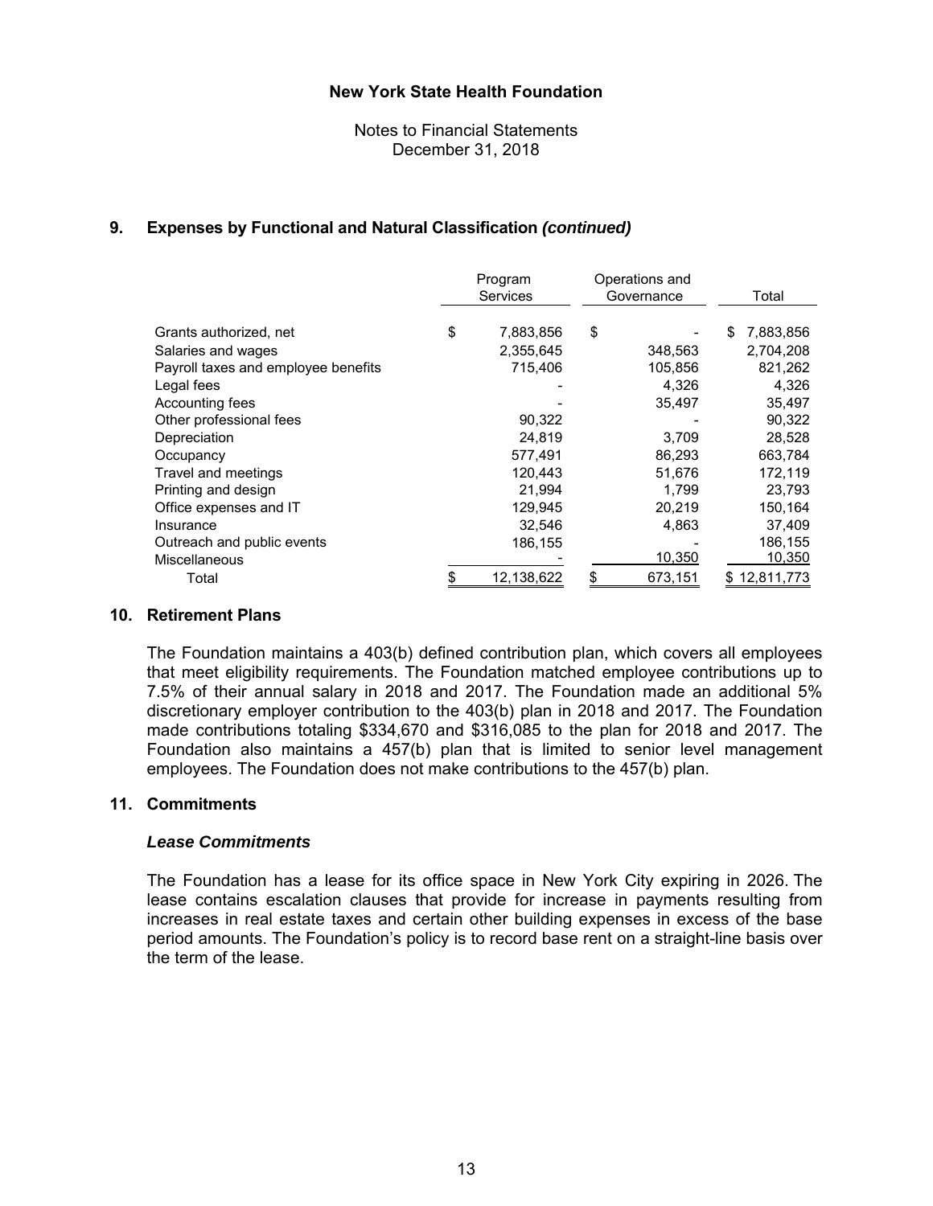**New York State Health Foundation**

Notes to Financial Statements
December 31, 2018

## 9. Expenses by Functional and Natural Classification *(continued)*

| | Program Services | Operations and Governance | Total |
|---|---|---|---|
| Grants authorized, net | $ 7,883,856 | $ - | $ 7,883,856 |
| Salaries and wages | 2,355,645 | 348,563 | 2,704,208 |
| Payroll taxes and employee benefits | 715,406 | 105,856 | 821,262 |
| Legal fees | - | 4,326 | 4,326 |
| Accounting fees | - | 35,497 | 35,497 |
| Other professional fees | 90,322 | - | 90,322 |
| Depreciation | 24,819 | 3,709 | 28,528 |
| Occupancy | 577,491 | 86,293 | 663,784 |
| Travel and meetings | 120,443 | 51,676 | 172,119 |
| Printing and design | 21,994 | 1,799 | 23,793 |
| Office expenses and IT | 129,945 | 20,219 | 150,164 |
| Insurance | 32,546 | 4,863 | 37,409 |
| Outreach and public events | 186,155 | - | 186,155 |
| Miscellaneous | - | 10,350 | 10,350 |
| Total | $ 12,138,622 | $ 673,151 | $ 12,811,773 |

## 10. Retirement Plans

The Foundation maintains a 403(b) defined contribution plan, which covers all employees that meet eligibility requirements. The Foundation matched employee contributions up to 7.5% of their annual salary in 2018 and 2017. The Foundation made an additional 5% discretionary employer contribution to the 403(b) plan in 2018 and 2017. The Foundation made contributions totaling $334,670 and $316,085 to the plan for 2018 and 2017. The Foundation also maintains a 457(b) plan that is limited to senior level management employees. The Foundation does not make contributions to the 457(b) plan.

## 11. Commitments

### *Lease Commitments*

The Foundation has a lease for its office space in New York City expiring in 2026. The lease contains escalation clauses that provide for increase in payments resulting from increases in real estate taxes and certain other building expenses in excess of the base period amounts. The Foundation's policy is to record base rent on a straight-line basis over the term of the lease.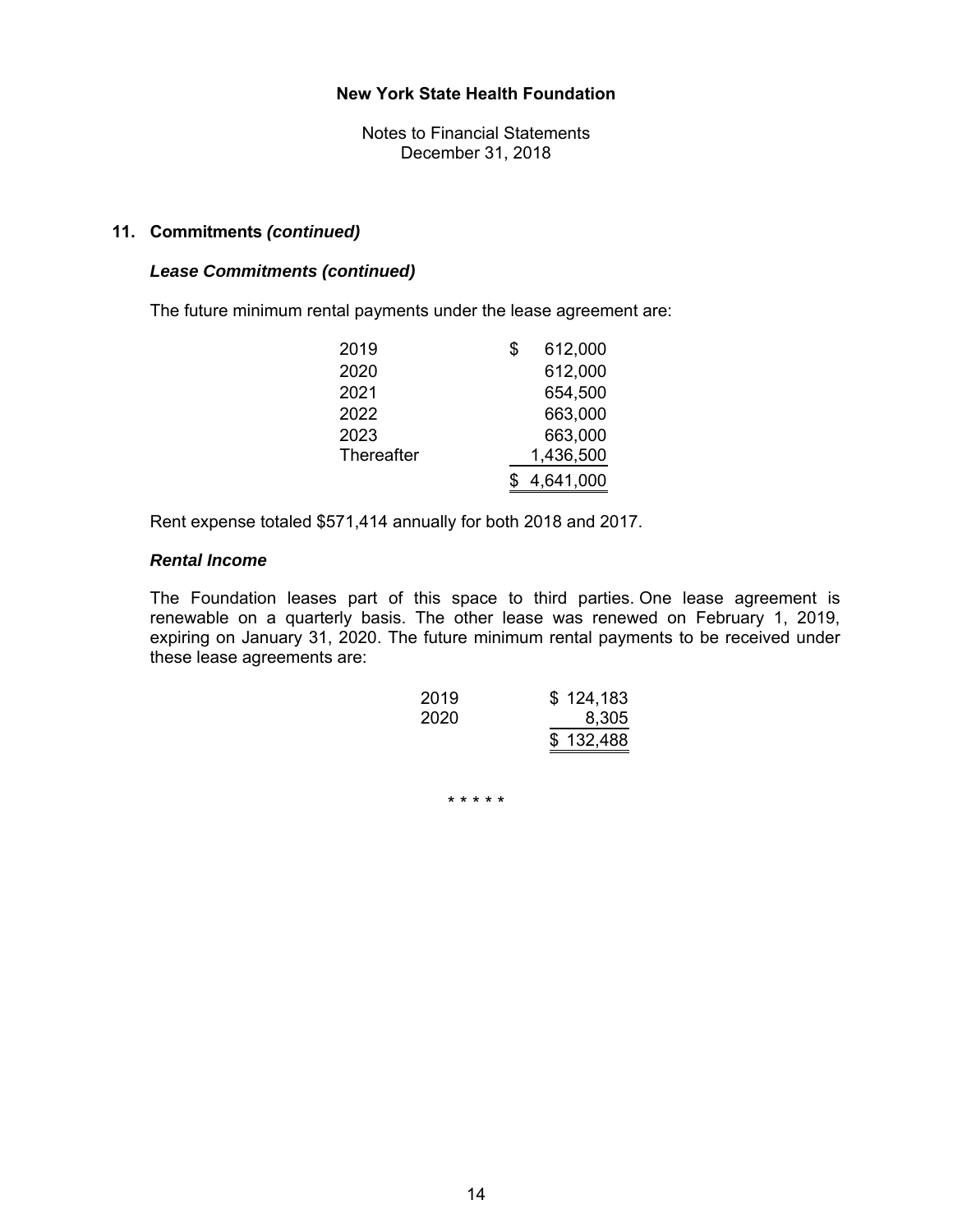**New York State Health Foundation**

Notes to Financial Statements
December 31, 2018

## 11. Commitments *(continued)*

### *Lease Commitments (continued)*

The future minimum rental payments under the lease agreement are:

| | |
|---|---|
| 2019 | $ 612,000 |
| 2020 | 612,000 |
| 2021 | 654,500 |
| 2022 | 663,000 |
| 2023 | 663,000 |
| Thereafter | 1,436,500 |
| | $ 4,641,000 |

Rent expense totaled $571,414 annually for both 2018 and 2017.

### *Rental Income*

The Foundation leases part of this space to third parties. One lease agreement is renewable on a quarterly basis. The other lease was renewed on February 1, 2019, expiring on January 31, 2020. The future minimum rental payments to be received under these lease agreements are:

| | |
|---|---|
| 2019 | $ 124,183 |
| 2020 | 8,305 |
| | $ 132,488 |

* * * * *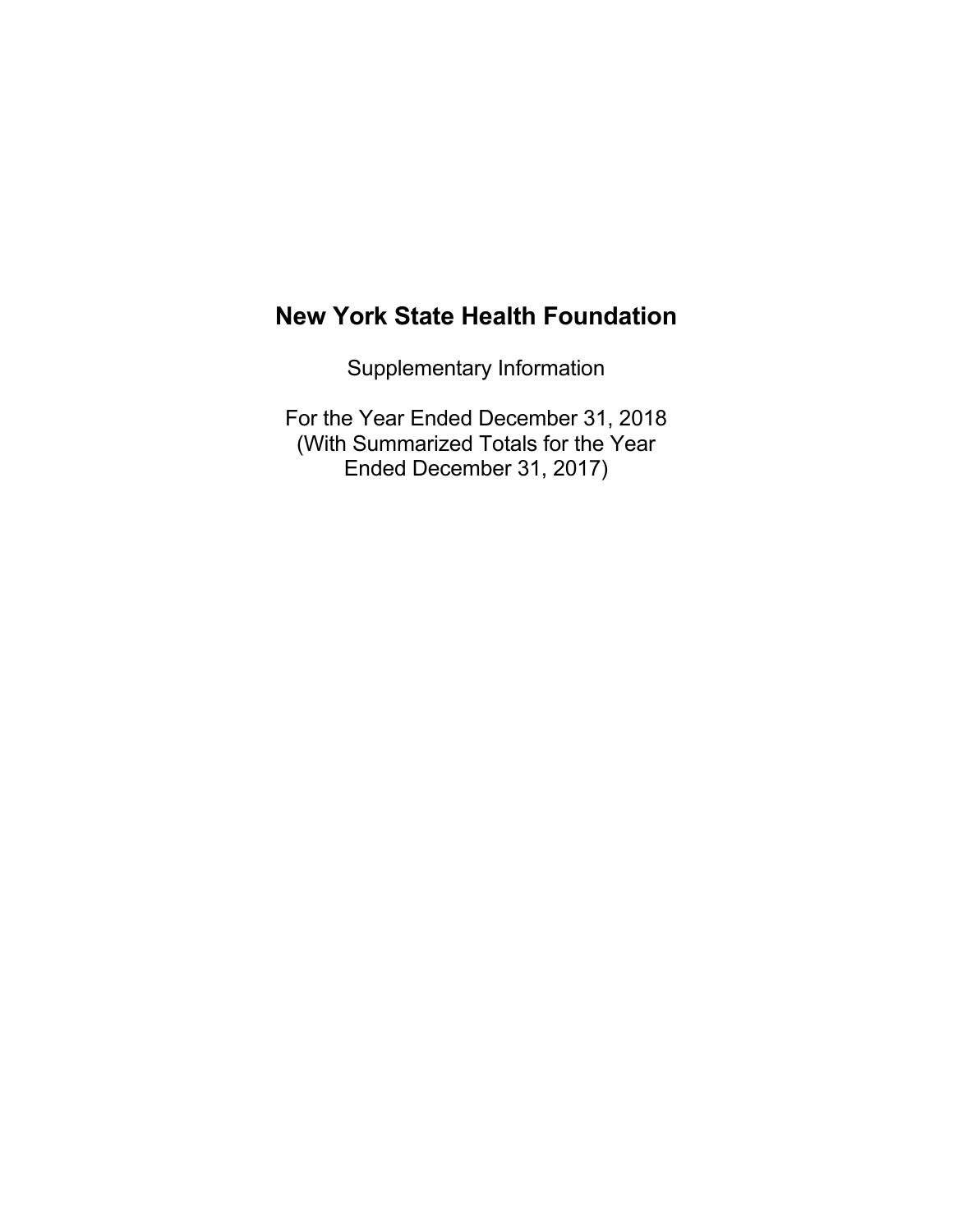# New York State Health Foundation

Supplementary Information

For the Year Ended December 31, 2018
(With Summarized Totals for the Year
Ended December 31, 2017)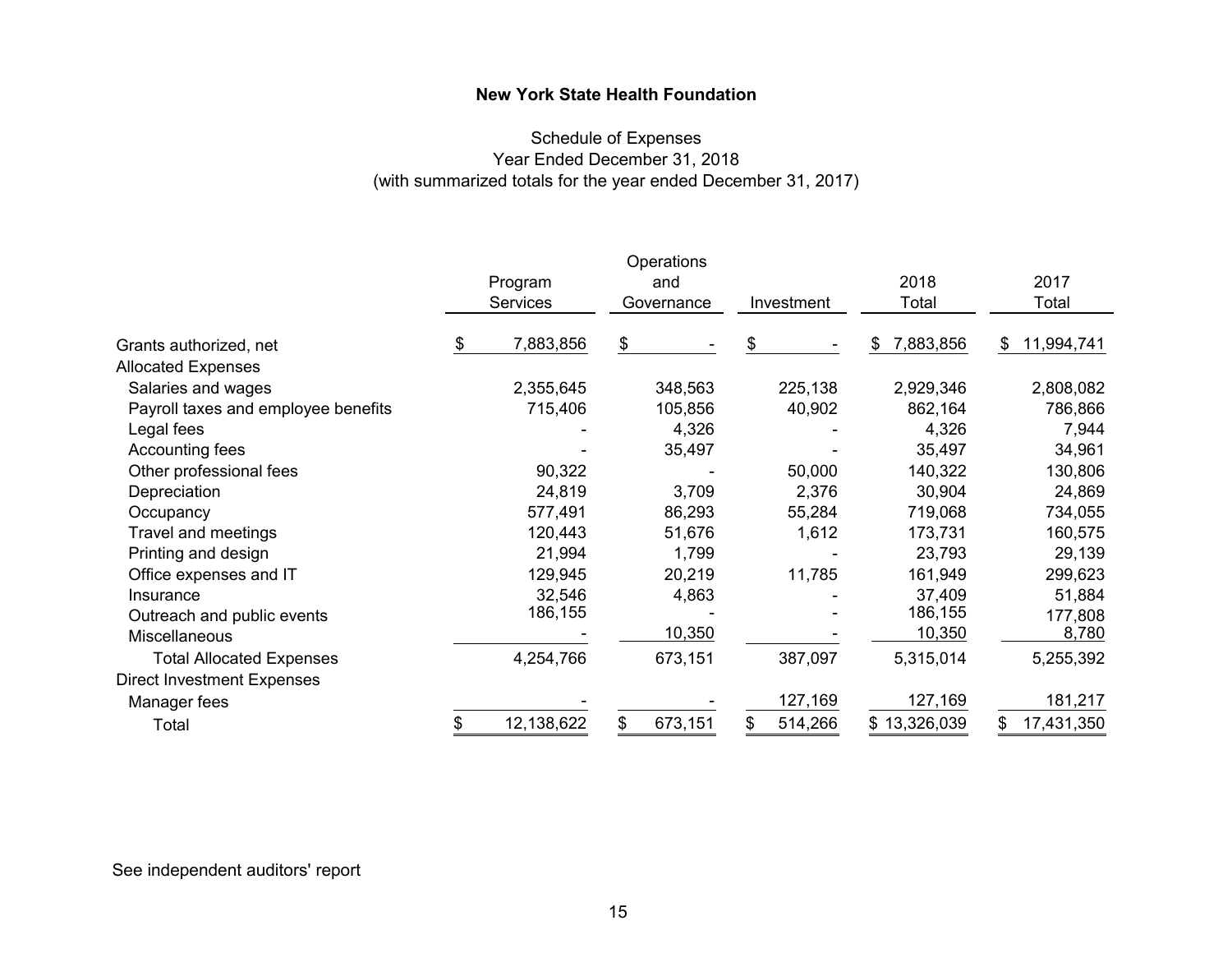**New York State Health Foundation**

Schedule of Expenses
Year Ended December 31, 2018
(with summarized totals for the year ended December 31, 2017)

| | Program Services | Operations and Governance | Investment | 2018 Total | 2017 Total |
|---|---|---|---|---|---|
| Grants authorized, net | $ 7,883,856 | $ - | $ - | $ 7,883,856 | $ 11,994,741 |
| Allocated Expenses | | | | | |
| Salaries and wages | 2,355,645 | 348,563 | 225,138 | 2,929,346 | 2,808,082 |
| Payroll taxes and employee benefits | 715,406 | 105,856 | 40,902 | 862,164 | 786,866 |
| Legal fees | - | 4,326 | - | 4,326 | 7,944 |
| Accounting fees | - | 35,497 | - | 35,497 | 34,961 |
| Other professional fees | 90,322 | - | 50,000 | 140,322 | 130,806 |
| Depreciation | 24,819 | 3,709 | 2,376 | 30,904 | 24,869 |
| Occupancy | 577,491 | 86,293 | 55,284 | 719,068 | 734,055 |
| Travel and meetings | 120,443 | 51,676 | 1,612 | 173,731 | 160,575 |
| Printing and design | 21,994 | 1,799 | - | 23,793 | 29,139 |
| Office expenses and IT | 129,945 | 20,219 | 11,785 | 161,949 | 299,623 |
| Insurance | 32,546 | 4,863 | - | 37,409 | 51,884 |
| Outreach and public events | 186,155 | - | - | 186,155 | 177,808 |
| Miscellaneous | - | 10,350 | - | 10,350 | 8,780 |
| Total Allocated Expenses | 4,254,766 | 673,151 | 387,097 | 5,315,014 | 5,255,392 |
| Direct Investment Expenses | | | | | |
| Manager fees | - | - | 127,169 | 127,169 | 181,217 |
| Total | $ 12,138,622 | $ 673,151 | $ 514,266 | $ 13,326,039 | $ 17,431,350 |

See independent auditors' report